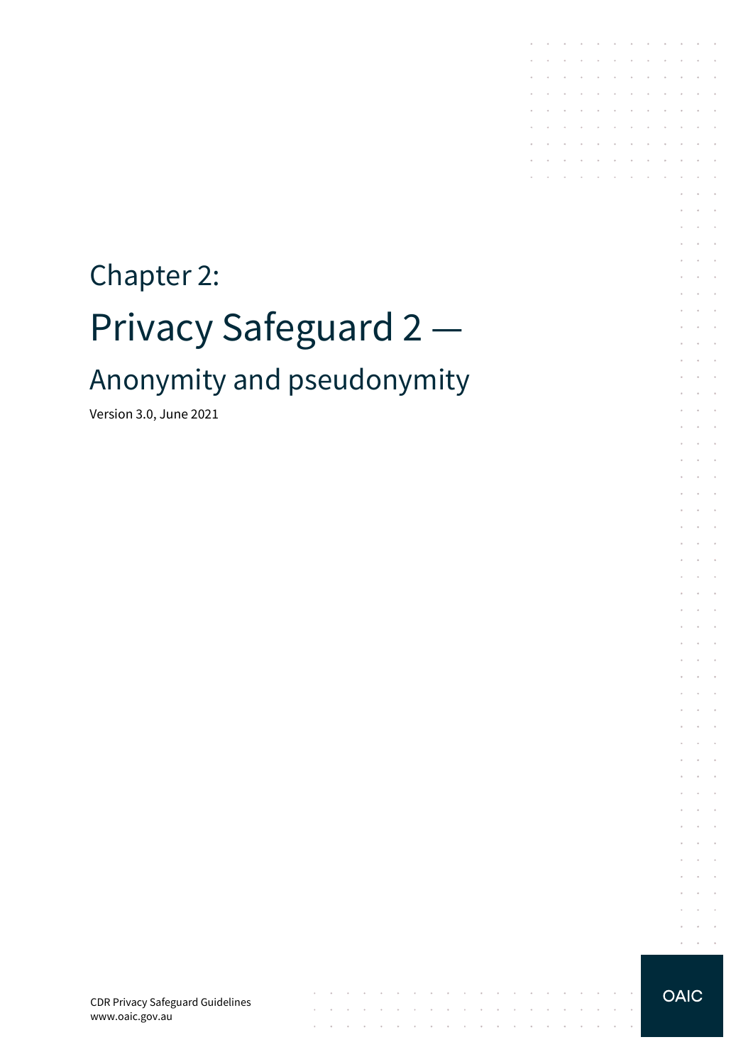# Chapter 2:

# Privacy Safeguard 2 —

## Anonymity and pseudonymity

Version 3.0, June 2021

CDR Privacy Safeguard Guidelines
www.oaic.gov.au

OAIC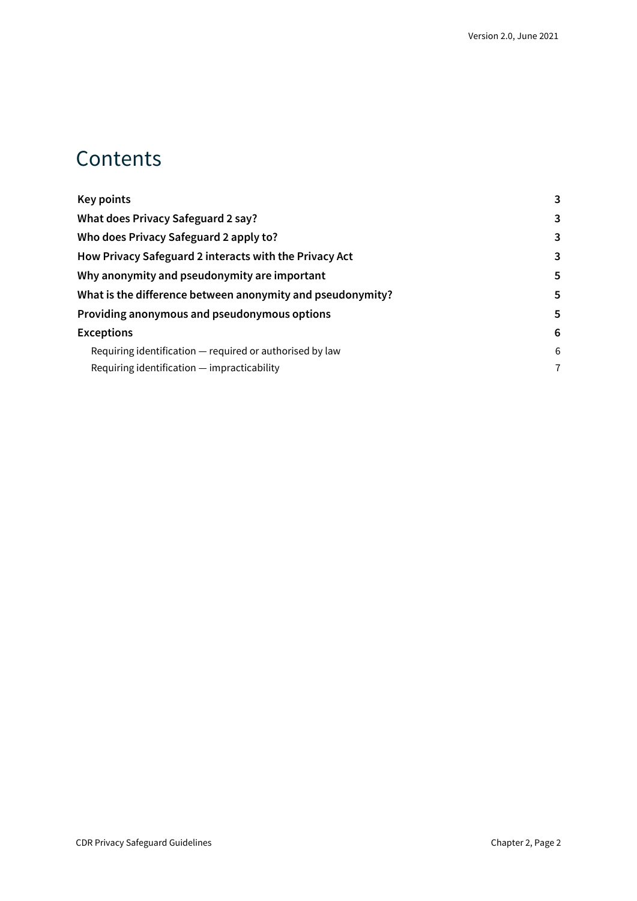# Contents

| | |
|---|---|
| **Key points** | **3** |
| **What does Privacy Safeguard 2 say?** | **3** |
| **Who does Privacy Safeguard 2 apply to?** | **3** |
| **How Privacy Safeguard 2 interacts with the Privacy Act** | **3** |
| **Why anonymity and pseudonymity are important** | **5** |
| **What is the difference between anonymity and pseudonymity?** | **5** |
| **Providing anonymous and pseudonymous options** | **5** |
| **Exceptions** | **6** |
| Requiring identification — required or authorised by law | 6 |
| Requiring identification — impracticability | 7 |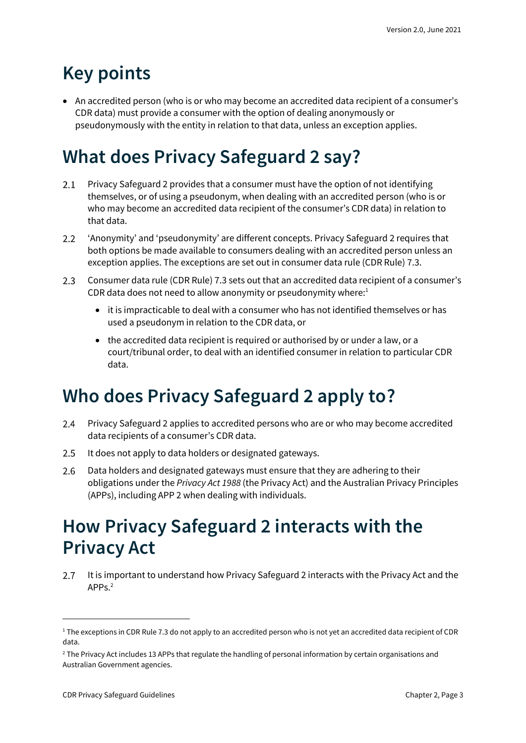# Key points

- An accredited person (who is or who may become an accredited data recipient of a consumer's CDR data) must provide a consumer with the option of dealing anonymously or pseudonymously with the entity in relation to that data, unless an exception applies.

# What does Privacy Safeguard 2 say?

2.1 Privacy Safeguard 2 provides that a consumer must have the option of not identifying themselves, or of using a pseudonym, when dealing with an accredited person (who is or who may become an accredited data recipient of the consumer's CDR data) in relation to that data.

2.2 'Anonymity' and 'pseudonymity' are different concepts. Privacy Safeguard 2 requires that both options be made available to consumers dealing with an accredited person unless an exception applies. The exceptions are set out in consumer data rule (CDR Rule) 7.3.

2.3 Consumer data rule (CDR Rule) 7.3 sets out that an accredited data recipient of a consumer's CDR data does not need to allow anonymity or pseudonymity where:[1]

- it is impracticable to deal with a consumer who has not identified themselves or has used a pseudonym in relation to the CDR data, or
- the accredited data recipient is required or authorised by or under a law, or a court/tribunal order, to deal with an identified consumer in relation to particular CDR data.

# Who does Privacy Safeguard 2 apply to?

2.4 Privacy Safeguard 2 applies to accredited persons who are or who may become accredited data recipients of a consumer's CDR data.

2.5 It does not apply to data holders or designated gateways.

2.6 Data holders and designated gateways must ensure that they are adhering to their obligations under the *Privacy Act 1988* (the Privacy Act) and the Australian Privacy Principles (APPs), including APP 2 when dealing with individuals.

# How Privacy Safeguard 2 interacts with the Privacy Act

2.7 It is important to understand how Privacy Safeguard 2 interacts with the Privacy Act and the APPs.[2]

---

[1] The exceptions in CDR Rule 7.3 do not apply to an accredited person who is not yet an accredited data recipient of CDR data.

[2] The Privacy Act includes 13 APPs that regulate the handling of personal information by certain organisations and Australian Government agencies.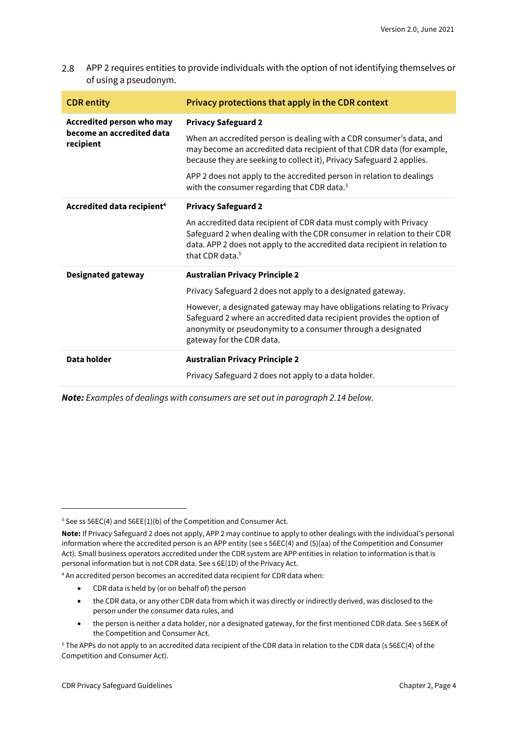2.8 APP 2 requires entities to provide individuals with the option of not identifying themselves or of using a pseudonym.

| CDR entity | Privacy protections that apply in the CDR context |
| --- | --- |
| **Accredited person who may become an accredited data recipient** | **Privacy Safeguard 2**<br><br>When an accredited person is dealing with a CDR consumer's data, and may become an accredited data recipient of that CDR data (for example, because they are seeking to collect it), Privacy Safeguard 2 applies.<br><br>APP 2 does not apply to the accredited person in relation to dealings with the consumer regarding that CDR data.[3] |
| **Accredited data recipient[4]** | **Privacy Safeguard 2**<br><br>An accredited data recipient of CDR data must comply with Privacy Safeguard 2 when dealing with the CDR consumer in relation to their CDR data. APP 2 does not apply to the accredited data recipient in relation to that CDR data.[5] |
| **Designated gateway** | **Australian Privacy Principle 2**<br><br>Privacy Safeguard 2 does not apply to a designated gateway.<br><br>However, a designated gateway may have obligations relating to Privacy Safeguard 2 where an accredited data recipient provides the option of anonymity or pseudonymity to a consumer through a designated gateway for the CDR data. |
| **Data holder** | **Australian Privacy Principle 2**<br><br>Privacy Safeguard 2 does not apply to a data holder. |

***Note:*** *Examples of dealings with consumers are set out in paragraph 2.14 below.*

---

[3] See ss 56EC(4) and 56EE(1)(b) of the Competition and Consumer Act.

**Note:** If Privacy Safeguard 2 does not apply, APP 2 may continue to apply to other dealings with the individual's personal information where the accredited person is an APP entity (see s 56EC(4) and (5)(aa) of the Competition and Consumer Act). Small business operators accredited under the CDR system are APP entities in relation to information is that is personal information but is not CDR data. See s 6E(1D) of the Privacy Act.

[4] An accredited person becomes an accredited data recipient for CDR data when:

- CDR data is held by (or on behalf of) the person
- the CDR data, or any other CDR data from which it was directly or indirectly derived, was disclosed to the person under the consumer data rules, and
- the person is neither a data holder, nor a designated gateway, for the first mentioned CDR data. See s 56EK of the Competition and Consumer Act.

[5] The APPs do not apply to an accredited data recipient of the CDR data in relation to the CDR data (s 56EC(4) of the Competition and Consumer Act).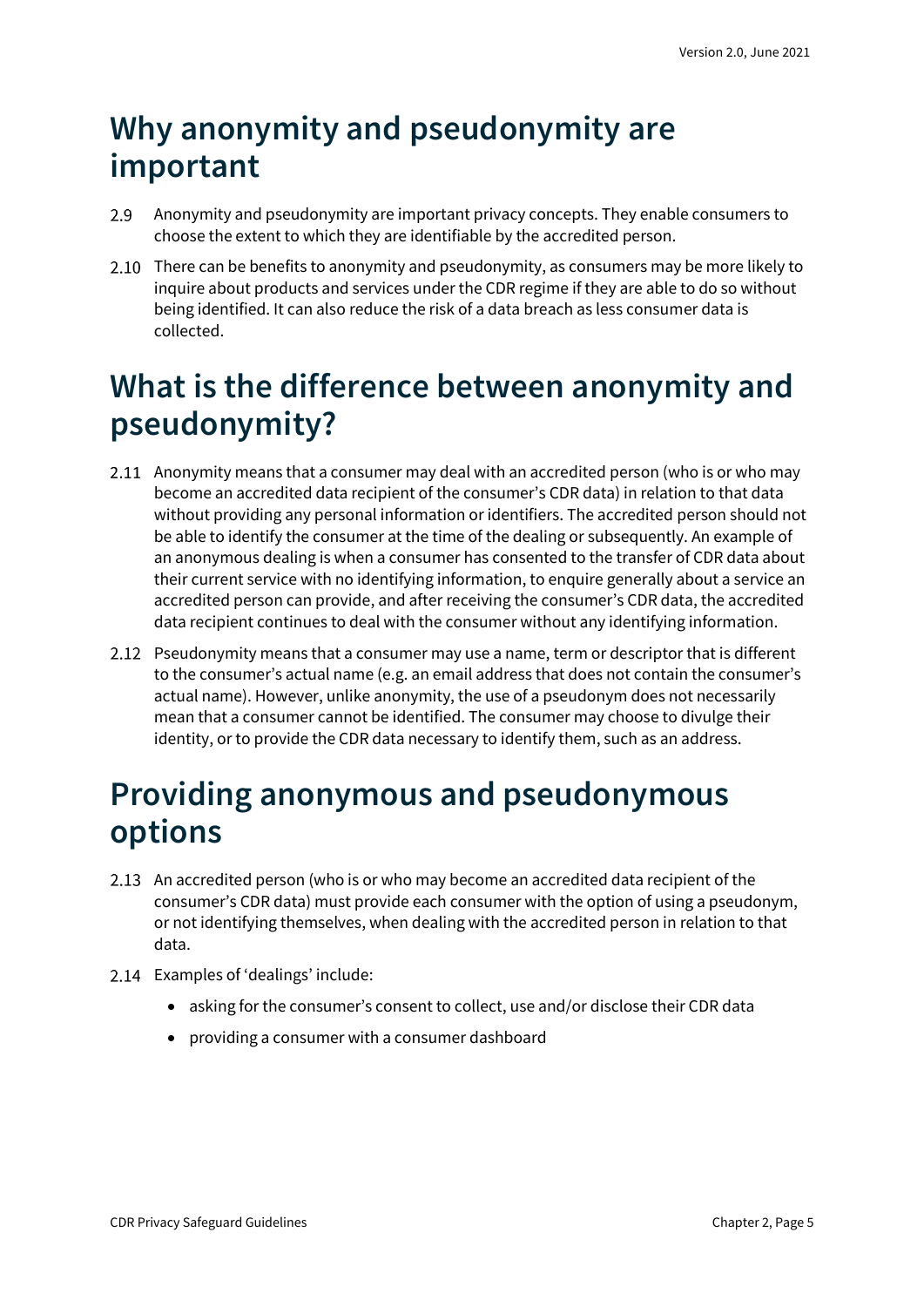## Why anonymity and pseudonymity are important

2.9 Anonymity and pseudonymity are important privacy concepts. They enable consumers to choose the extent to which they are identifiable by the accredited person.

2.10 There can be benefits to anonymity and pseudonymity, as consumers may be more likely to inquire about products and services under the CDR regime if they are able to do so without being identified. It can also reduce the risk of a data breach as less consumer data is collected.

## What is the difference between anonymity and pseudonymity?

2.11 Anonymity means that a consumer may deal with an accredited person (who is or who may become an accredited data recipient of the consumer's CDR data) in relation to that data without providing any personal information or identifiers. The accredited person should not be able to identify the consumer at the time of the dealing or subsequently. An example of an anonymous dealing is when a consumer has consented to the transfer of CDR data about their current service with no identifying information, to enquire generally about a service an accredited person can provide, and after receiving the consumer's CDR data, the accredited data recipient continues to deal with the consumer without any identifying information.

2.12 Pseudonymity means that a consumer may use a name, term or descriptor that is different to the consumer's actual name (e.g. an email address that does not contain the consumer's actual name). However, unlike anonymity, the use of a pseudonym does not necessarily mean that a consumer cannot be identified. The consumer may choose to divulge their identity, or to provide the CDR data necessary to identify them, such as an address.

## Providing anonymous and pseudonymous options

2.13 An accredited person (who is or who may become an accredited data recipient of the consumer's CDR data) must provide each consumer with the option of using a pseudonym, or not identifying themselves, when dealing with the accredited person in relation to that data.

2.14 Examples of 'dealings' include:

- asking for the consumer's consent to collect, use and/or disclose their CDR data
- providing a consumer with a consumer dashboard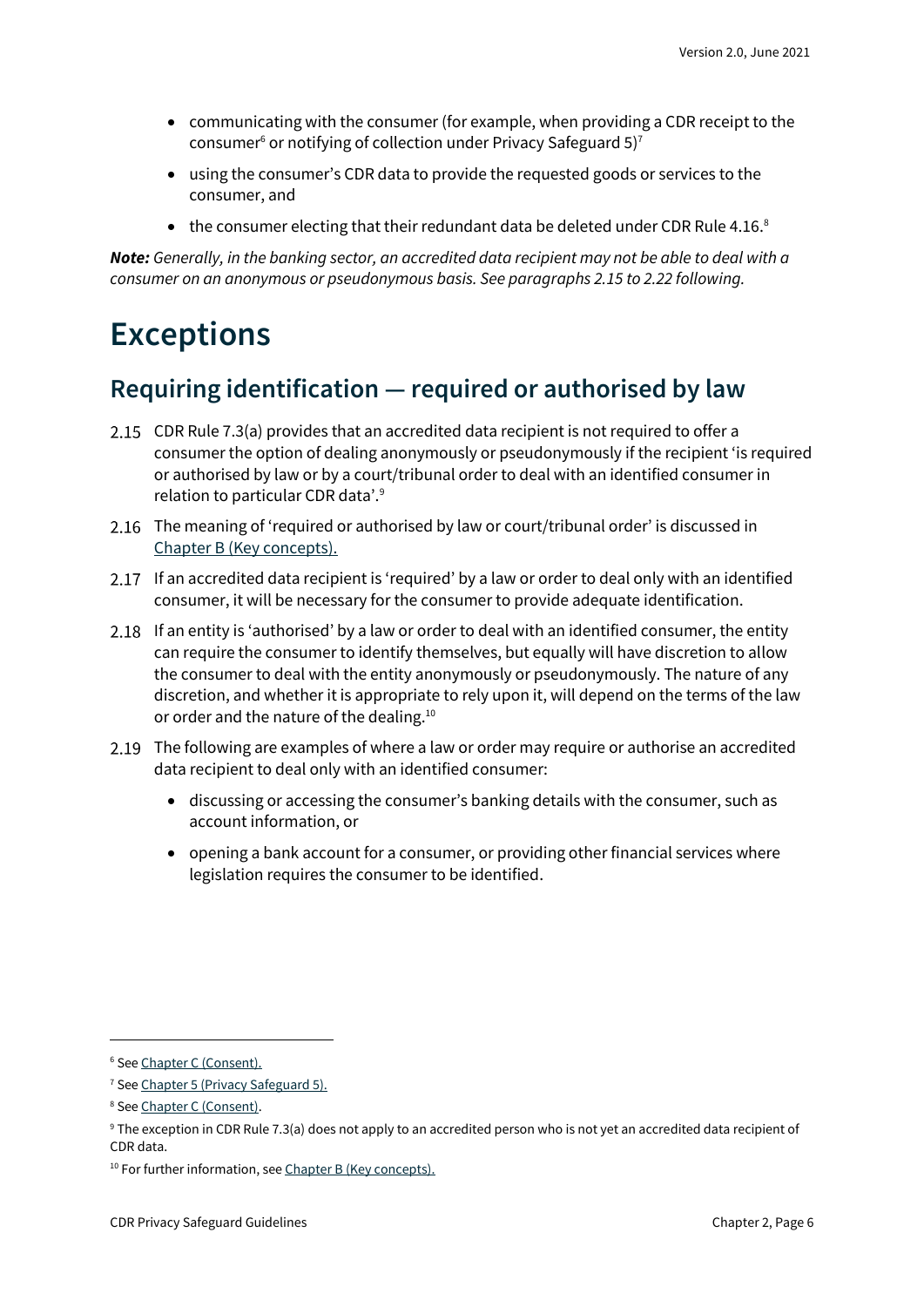- communicating with the consumer (for example, when providing a CDR receipt to the consumer[6] or notifying of collection under Privacy Safeguard 5)[7]
- using the consumer's CDR data to provide the requested goods or services to the consumer, and
- the consumer electing that their redundant data be deleted under CDR Rule 4.16.[8]

***Note:*** *Generally, in the banking sector, an accredited data recipient may not be able to deal with a consumer on an anonymous or pseudonymous basis. See paragraphs 2.15 to 2.22 following.*

# Exceptions

## Requiring identification — required or authorised by law

2.15 CDR Rule 7.3(a) provides that an accredited data recipient is not required to offer a consumer the option of dealing anonymously or pseudonymously if the recipient 'is required or authorised by law or by a court/tribunal order to deal with an identified consumer in relation to particular CDR data'.[9]

2.16 The meaning of 'required or authorised by law or court/tribunal order' is discussed in [Chapter B (Key concepts).]

2.17 If an accredited data recipient is 'required' by a law or order to deal only with an identified consumer, it will be necessary for the consumer to provide adequate identification.

2.18 If an entity is 'authorised' by a law or order to deal with an identified consumer, the entity can require the consumer to identify themselves, but equally will have discretion to allow the consumer to deal with the entity anonymously or pseudonymously. The nature of any discretion, and whether it is appropriate to rely upon it, will depend on the terms of the law or order and the nature of the dealing.[10]

2.19 The following are examples of where a law or order may require or authorise an accredited data recipient to deal only with an identified consumer:

- discussing or accessing the consumer's banking details with the consumer, such as account information, or
- opening a bank account for a consumer, or providing other financial services where legislation requires the consumer to be identified.

---

[6] See Chapter C (Consent).

[7] See Chapter 5 (Privacy Safeguard 5).

[8] See Chapter C (Consent).

[9] The exception in CDR Rule 7.3(a) does not apply to an accredited person who is not yet an accredited data recipient of CDR data.

[10] For further information, see Chapter B (Key concepts).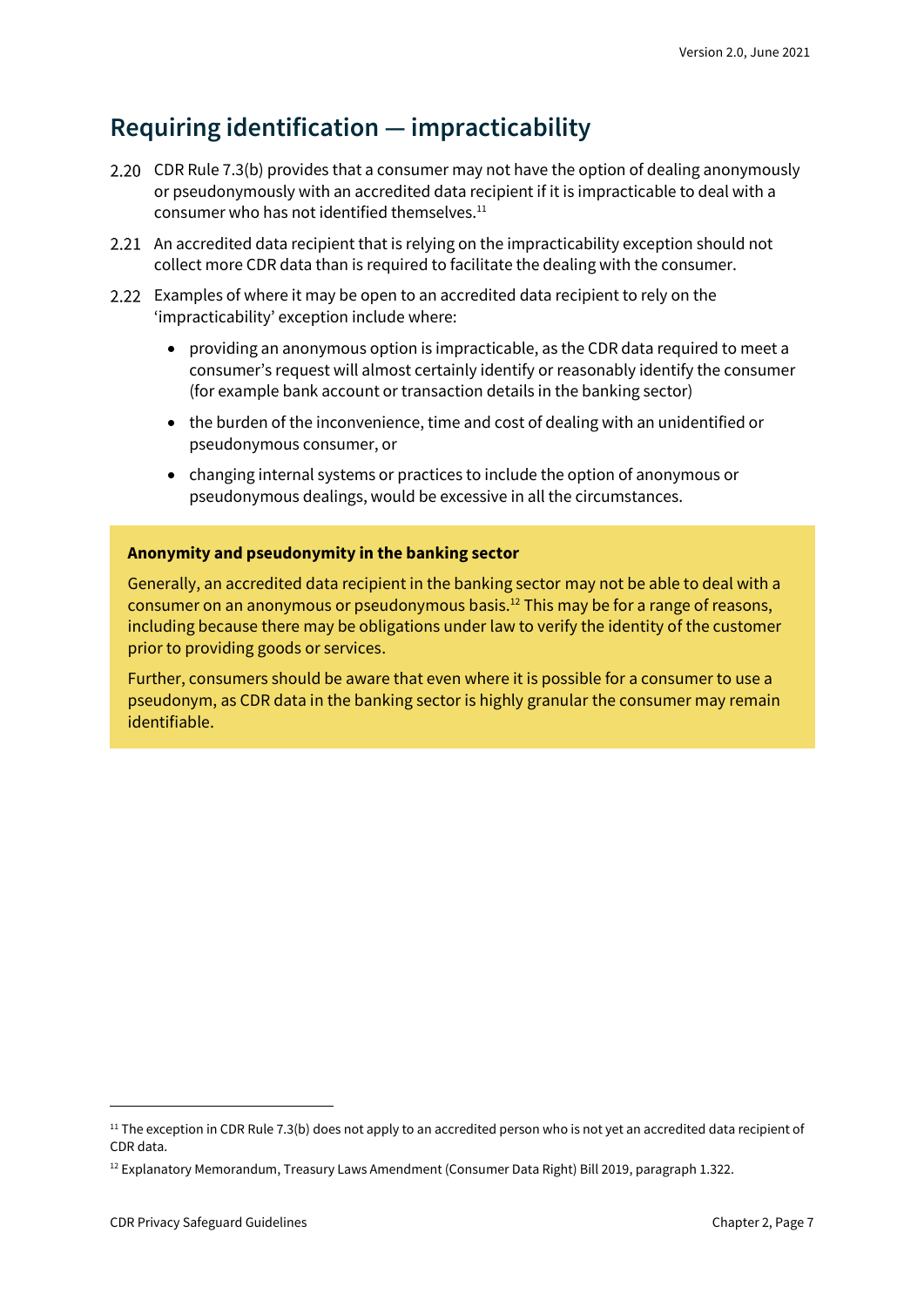## Requiring identification — impracticability

2.20 CDR Rule 7.3(b) provides that a consumer may not have the option of dealing anonymously or pseudonymously with an accredited data recipient if it is impracticable to deal with a consumer who has not identified themselves.[11]

2.21 An accredited data recipient that is relying on the impracticability exception should not collect more CDR data than is required to facilitate the dealing with the consumer.

2.22 Examples of where it may be open to an accredited data recipient to rely on the 'impracticability' exception include where:

- providing an anonymous option is impracticable, as the CDR data required to meet a consumer's request will almost certainly identify or reasonably identify the consumer (for example bank account or transaction details in the banking sector)
- the burden of the inconvenience, time and cost of dealing with an unidentified or pseudonymous consumer, or
- changing internal systems or practices to include the option of anonymous or pseudonymous dealings, would be excessive in all the circumstances.

**Anonymity and pseudonymity in the banking sector**

Generally, an accredited data recipient in the banking sector may not be able to deal with a consumer on an anonymous or pseudonymous basis.[12] This may be for a range of reasons, including because there may be obligations under law to verify the identity of the customer prior to providing goods or services.

Further, consumers should be aware that even where it is possible for a consumer to use a pseudonym, as CDR data in the banking sector is highly granular the consumer may remain identifiable.

---

[11] The exception in CDR Rule 7.3(b) does not apply to an accredited person who is not yet an accredited data recipient of CDR data.

[12] Explanatory Memorandum, Treasury Laws Amendment (Consumer Data Right) Bill 2019, paragraph 1.322.